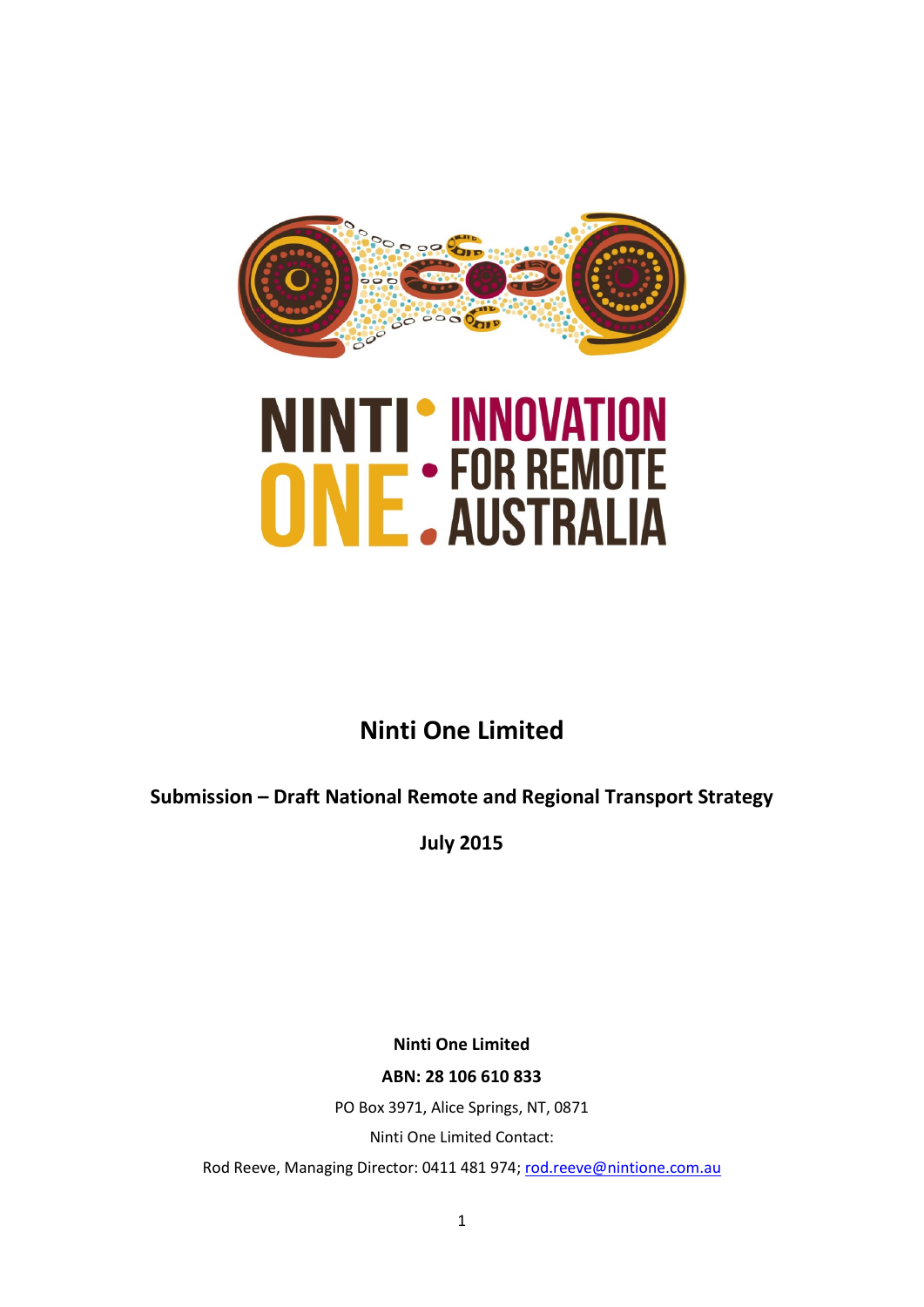NINTI ONE : INNOVATION FOR REMOTE AUSTRALIA

# Ninti One Limited

## Submission – Draft National Remote and Regional Transport Strategy

**July 2015**

**Ninti One Limited**

**ABN: 28 106 610 833**

PO Box 3971, Alice Springs, NT, 0871

Ninti One Limited Contact:

Rod Reeve, Managing Director: 0411 481 974; rod.reeve@nintione.com.au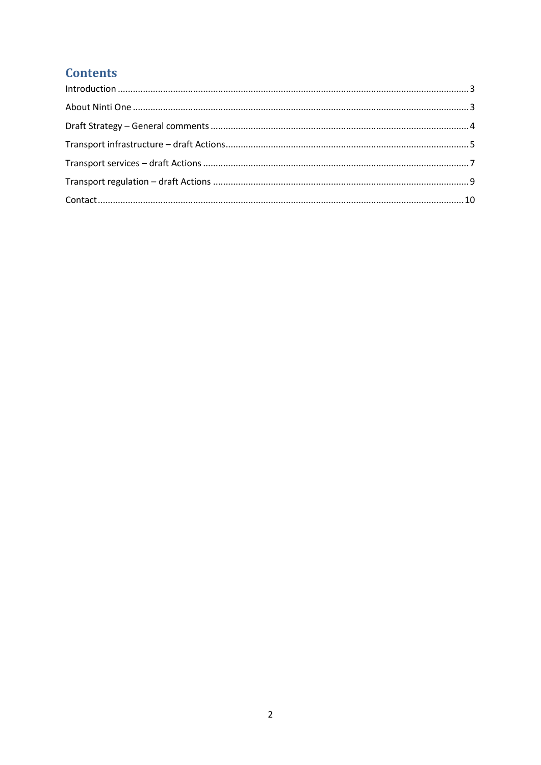## Contents

Introduction ........................................................................................................................................ 3

About Ninti One .................................................................................................................................. 3

Draft Strategy – General comments ..................................................................................................... 4

Transport infrastructure – draft Actions ............................................................................................... 5

Transport services – draft Actions ........................................................................................................ 7

Transport regulation – draft Actions ..................................................................................................... 9

Contact ............................................................................................................................................... 10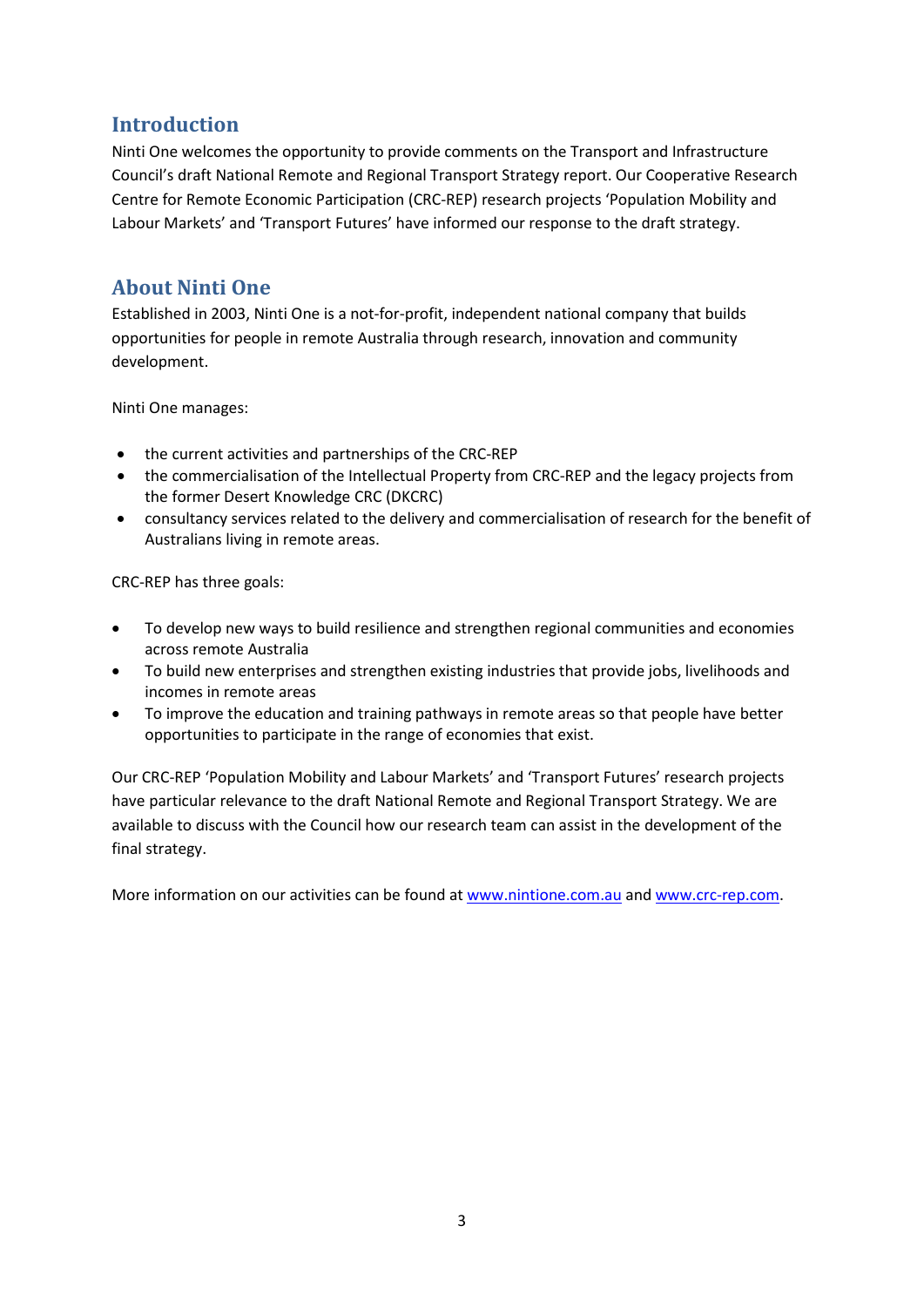## Introduction

Ninti One welcomes the opportunity to provide comments on the Transport and Infrastructure Council's draft National Remote and Regional Transport Strategy report. Our Cooperative Research Centre for Remote Economic Participation (CRC-REP) research projects 'Population Mobility and Labour Markets' and 'Transport Futures' have informed our response to the draft strategy.

## About Ninti One

Established in 2003, Ninti One is a not-for-profit, independent national company that builds opportunities for people in remote Australia through research, innovation and community development.

Ninti One manages:

- the current activities and partnerships of the CRC-REP
- the commercialisation of the Intellectual Property from CRC-REP and the legacy projects from the former Desert Knowledge CRC (DKCRC)
- consultancy services related to the delivery and commercialisation of research for the benefit of Australians living in remote areas.

CRC-REP has three goals:

- To develop new ways to build resilience and strengthen regional communities and economies across remote Australia
- To build new enterprises and strengthen existing industries that provide jobs, livelihoods and incomes in remote areas
- To improve the education and training pathways in remote areas so that people have better opportunities to participate in the range of economies that exist.

Our CRC-REP 'Population Mobility and Labour Markets' and 'Transport Futures' research projects have particular relevance to the draft National Remote and Regional Transport Strategy. We are available to discuss with the Council how our research team can assist in the development of the final strategy.

More information on our activities can be found at [www.nintione.com.au](http://www.nintione.com.au) and [www.crc-rep.com](http://www.crc-rep.com).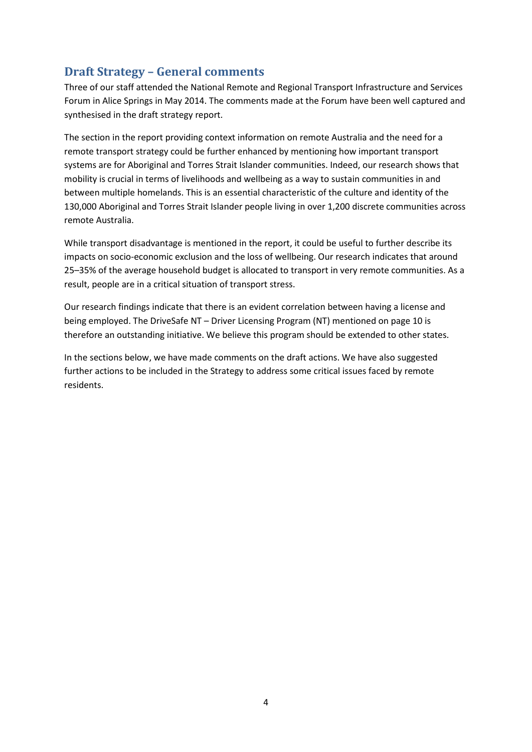## Draft Strategy – General comments

Three of our staff attended the National Remote and Regional Transport Infrastructure and Services Forum in Alice Springs in May 2014. The comments made at the Forum have been well captured and synthesised in the draft strategy report.

The section in the report providing context information on remote Australia and the need for a remote transport strategy could be further enhanced by mentioning how important transport systems are for Aboriginal and Torres Strait Islander communities. Indeed, our research shows that mobility is crucial in terms of livelihoods and wellbeing as a way to sustain communities in and between multiple homelands. This is an essential characteristic of the culture and identity of the 130,000 Aboriginal and Torres Strait Islander people living in over 1,200 discrete communities across remote Australia.

While transport disadvantage is mentioned in the report, it could be useful to further describe its impacts on socio-economic exclusion and the loss of wellbeing. Our research indicates that around 25–35% of the average household budget is allocated to transport in very remote communities. As a result, people are in a critical situation of transport stress.

Our research findings indicate that there is an evident correlation between having a license and being employed. The DriveSafe NT – Driver Licensing Program (NT) mentioned on page 10 is therefore an outstanding initiative. We believe this program should be extended to other states.

In the sections below, we have made comments on the draft actions. We have also suggested further actions to be included in the Strategy to address some critical issues faced by remote residents.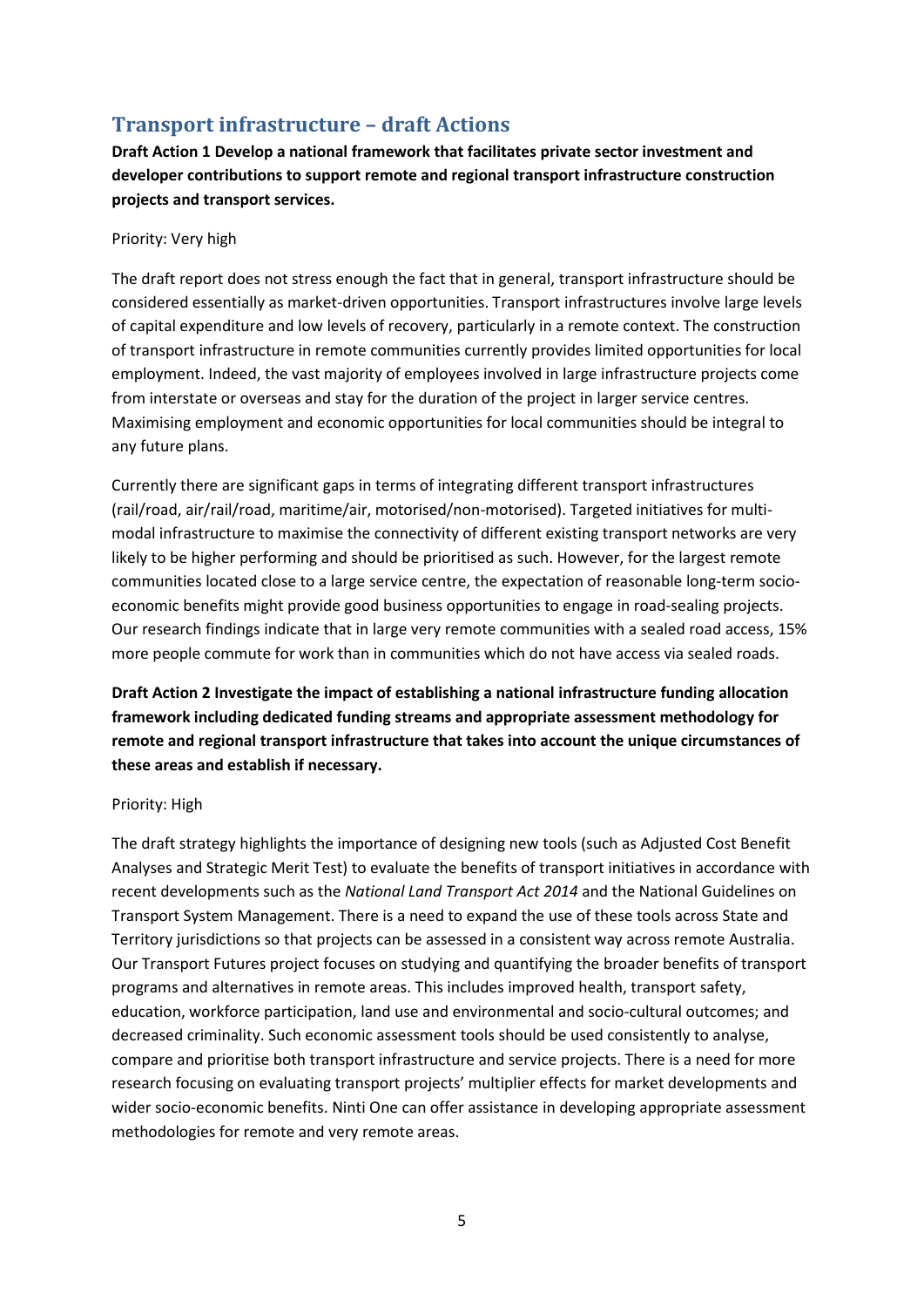## Transport infrastructure – draft Actions

**Draft Action 1 Develop a national framework that facilitates private sector investment and developer contributions to support remote and regional transport infrastructure construction projects and transport services.**

Priority: Very high

The draft report does not stress enough the fact that in general, transport infrastructure should be considered essentially as market-driven opportunities. Transport infrastructures involve large levels of capital expenditure and low levels of recovery, particularly in a remote context. The construction of transport infrastructure in remote communities currently provides limited opportunities for local employment. Indeed, the vast majority of employees involved in large infrastructure projects come from interstate or overseas and stay for the duration of the project in larger service centres. Maximising employment and economic opportunities for local communities should be integral to any future plans.

Currently there are significant gaps in terms of integrating different transport infrastructures (rail/road, air/rail/road, maritime/air, motorised/non-motorised). Targeted initiatives for multi-modal infrastructure to maximise the connectivity of different existing transport networks are very likely to be higher performing and should be prioritised as such. However, for the largest remote communities located close to a large service centre, the expectation of reasonable long-term socio-economic benefits might provide good business opportunities to engage in road-sealing projects. Our research findings indicate that in large very remote communities with a sealed road access, 15% more people commute for work than in communities which do not have access via sealed roads.

**Draft Action 2 Investigate the impact of establishing a national infrastructure funding allocation framework including dedicated funding streams and appropriate assessment methodology for remote and regional transport infrastructure that takes into account the unique circumstances of these areas and establish if necessary.**

Priority: High

The draft strategy highlights the importance of designing new tools (such as Adjusted Cost Benefit Analyses and Strategic Merit Test) to evaluate the benefits of transport initiatives in accordance with recent developments such as the *National Land Transport Act 2014* and the National Guidelines on Transport System Management. There is a need to expand the use of these tools across State and Territory jurisdictions so that projects can be assessed in a consistent way across remote Australia. Our Transport Futures project focuses on studying and quantifying the broader benefits of transport programs and alternatives in remote areas. This includes improved health, transport safety, education, workforce participation, land use and environmental and socio-cultural outcomes; and decreased criminality. Such economic assessment tools should be used consistently to analyse, compare and prioritise both transport infrastructure and service projects. There is a need for more research focusing on evaluating transport projects' multiplier effects for market developments and wider socio-economic benefits. Ninti One can offer assistance in developing appropriate assessment methodologies for remote and very remote areas.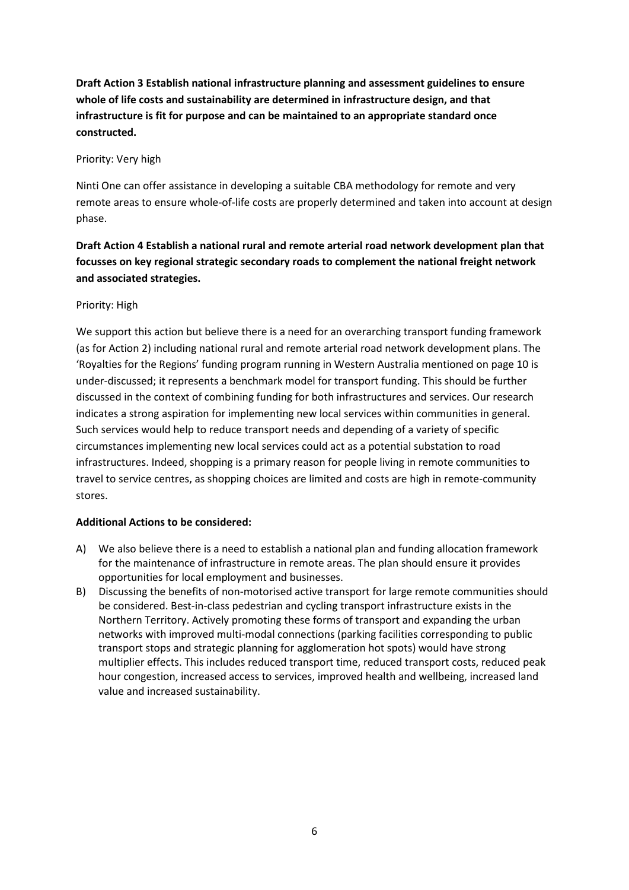**Draft Action 3 Establish national infrastructure planning and assessment guidelines to ensure whole of life costs and sustainability are determined in infrastructure design, and that infrastructure is fit for purpose and can be maintained to an appropriate standard once constructed.**

Priority: Very high

Ninti One can offer assistance in developing a suitable CBA methodology for remote and very remote areas to ensure whole-of-life costs are properly determined and taken into account at design phase.

**Draft Action 4 Establish a national rural and remote arterial road network development plan that focusses on key regional strategic secondary roads to complement the national freight network and associated strategies.**

Priority: High

We support this action but believe there is a need for an overarching transport funding framework (as for Action 2) including national rural and remote arterial road network development plans. The 'Royalties for the Regions' funding program running in Western Australia mentioned on page 10 is under-discussed; it represents a benchmark model for transport funding. This should be further discussed in the context of combining funding for both infrastructures and services. Our research indicates a strong aspiration for implementing new local services within communities in general. Such services would help to reduce transport needs and depending of a variety of specific circumstances implementing new local services could act as a potential substation to road infrastructures. Indeed, shopping is a primary reason for people living in remote communities to travel to service centres, as shopping choices are limited and costs are high in remote-community stores.

**Additional Actions to be considered:**

A) We also believe there is a need to establish a national plan and funding allocation framework for the maintenance of infrastructure in remote areas. The plan should ensure it provides opportunities for local employment and businesses.

B) Discussing the benefits of non-motorised active transport for large remote communities should be considered. Best-in-class pedestrian and cycling transport infrastructure exists in the Northern Territory. Actively promoting these forms of transport and expanding the urban networks with improved multi-modal connections (parking facilities corresponding to public transport stops and strategic planning for agglomeration hot spots) would have strong multiplier effects. This includes reduced transport time, reduced transport costs, reduced peak hour congestion, increased access to services, improved health and wellbeing, increased land value and increased sustainability.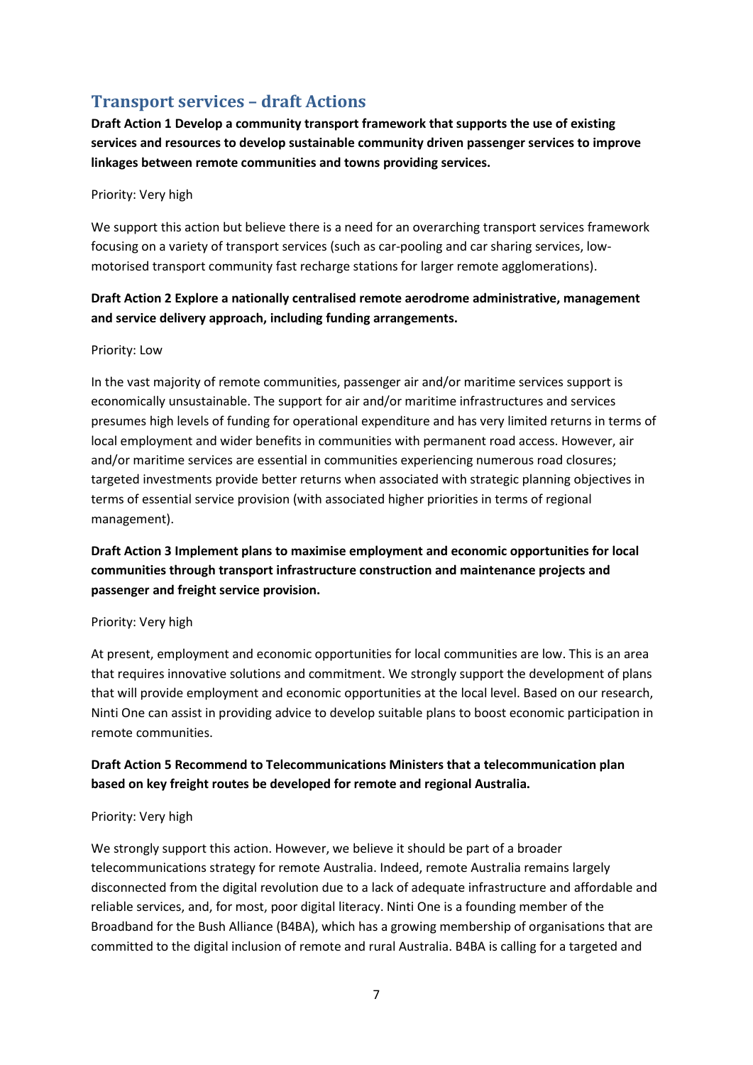## Transport services – draft Actions

**Draft Action 1 Develop a community transport framework that supports the use of existing services and resources to develop sustainable community driven passenger services to improve linkages between remote communities and towns providing services.**

Priority: Very high

We support this action but believe there is a need for an overarching transport services framework focusing on a variety of transport services (such as car-pooling and car sharing services, low-motorised transport community fast recharge stations for larger remote agglomerations).

**Draft Action 2 Explore a nationally centralised remote aerodrome administrative, management and service delivery approach, including funding arrangements.**

Priority: Low

In the vast majority of remote communities, passenger air and/or maritime services support is economically unsustainable. The support for air and/or maritime infrastructures and services presumes high levels of funding for operational expenditure and has very limited returns in terms of local employment and wider benefits in communities with permanent road access. However, air and/or maritime services are essential in communities experiencing numerous road closures; targeted investments provide better returns when associated with strategic planning objectives in terms of essential service provision (with associated higher priorities in terms of regional management).

**Draft Action 3 Implement plans to maximise employment and economic opportunities for local communities through transport infrastructure construction and maintenance projects and passenger and freight service provision.**

Priority: Very high

At present, employment and economic opportunities for local communities are low. This is an area that requires innovative solutions and commitment. We strongly support the development of plans that will provide employment and economic opportunities at the local level. Based on our research, Ninti One can assist in providing advice to develop suitable plans to boost economic participation in remote communities.

**Draft Action 5 Recommend to Telecommunications Ministers that a telecommunication plan based on key freight routes be developed for remote and regional Australia.**

Priority: Very high

We strongly support this action. However, we believe it should be part of a broader telecommunications strategy for remote Australia. Indeed, remote Australia remains largely disconnected from the digital revolution due to a lack of adequate infrastructure and affordable and reliable services, and, for most, poor digital literacy. Ninti One is a founding member of the Broadband for the Bush Alliance (B4BA), which has a growing membership of organisations that are committed to the digital inclusion of remote and rural Australia. B4BA is calling for a targeted and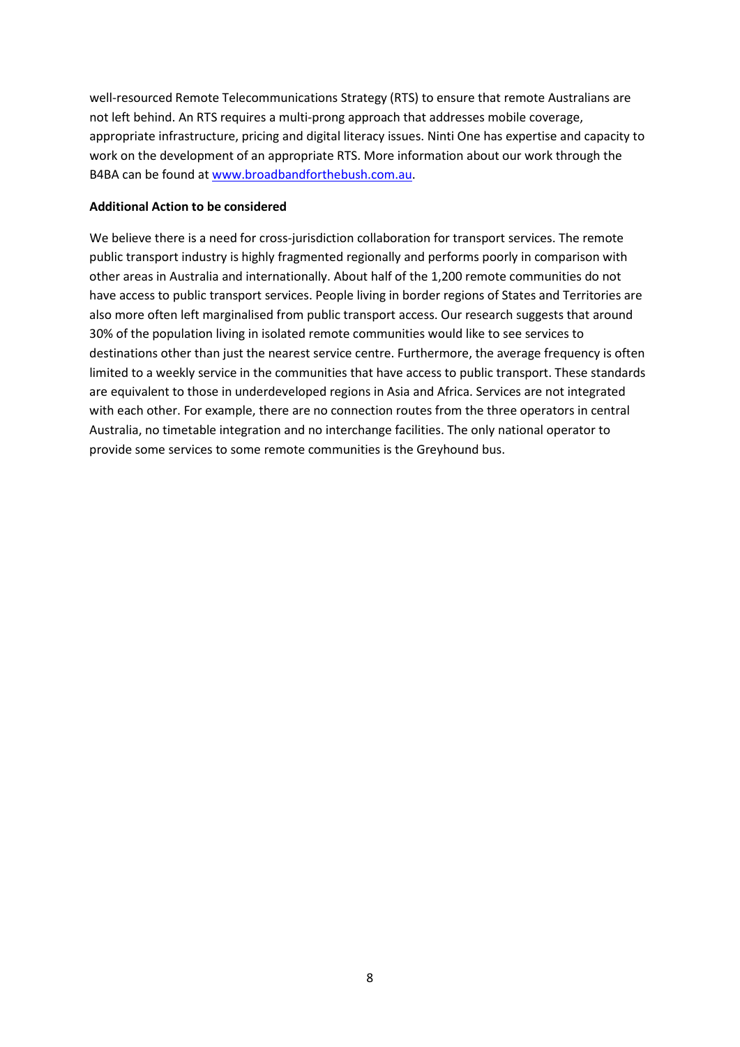well-resourced Remote Telecommunications Strategy (RTS) to ensure that remote Australians are not left behind. An RTS requires a multi-prong approach that addresses mobile coverage, appropriate infrastructure, pricing and digital literacy issues. Ninti One has expertise and capacity to work on the development of an appropriate RTS. More information about our work through the B4BA can be found at www.broadbandforthebush.com.au.

**Additional Action to be considered**

We believe there is a need for cross-jurisdiction collaboration for transport services. The remote public transport industry is highly fragmented regionally and performs poorly in comparison with other areas in Australia and internationally. About half of the 1,200 remote communities do not have access to public transport services. People living in border regions of States and Territories are also more often left marginalised from public transport access. Our research suggests that around 30% of the population living in isolated remote communities would like to see services to destinations other than just the nearest service centre. Furthermore, the average frequency is often limited to a weekly service in the communities that have access to public transport. These standards are equivalent to those in underdeveloped regions in Asia and Africa. Services are not integrated with each other. For example, there are no connection routes from the three operators in central Australia, no timetable integration and no interchange facilities. The only national operator to provide some services to some remote communities is the Greyhound bus.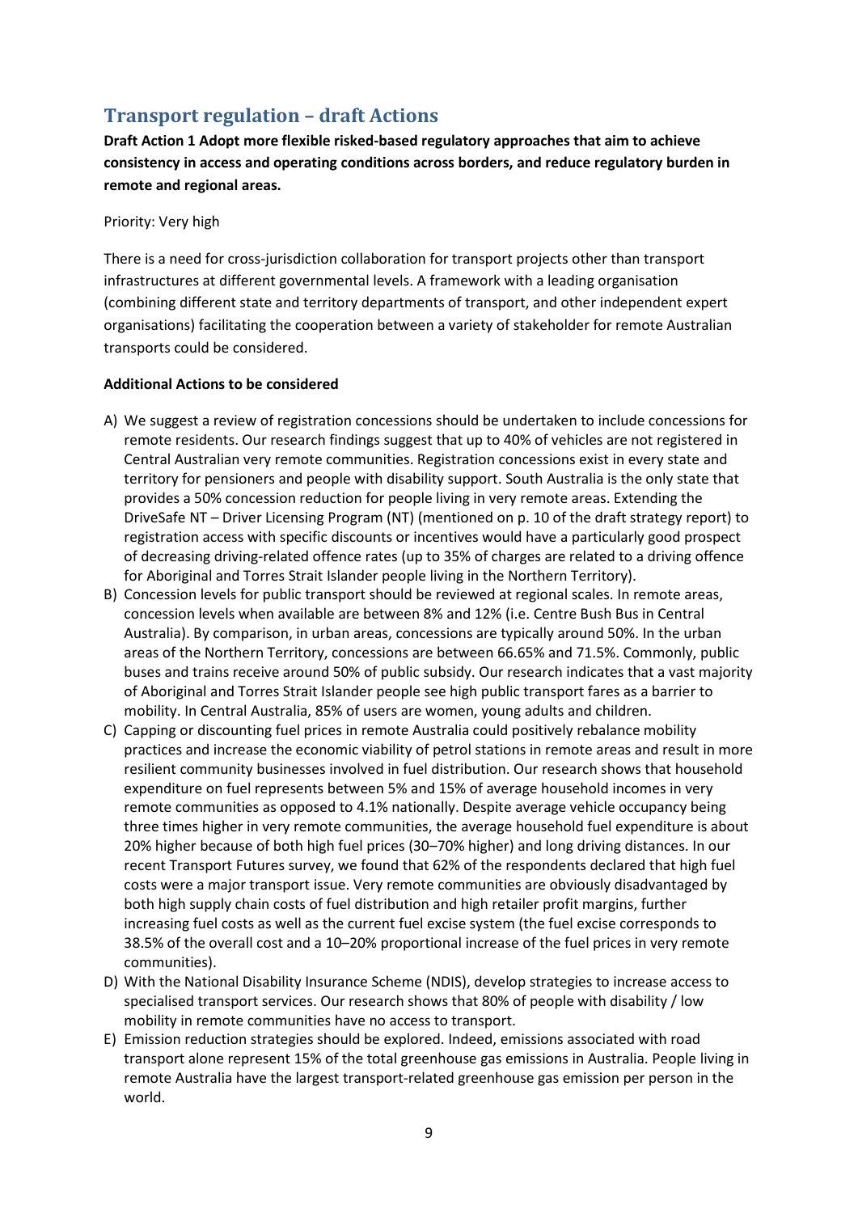## Transport regulation – draft Actions

**Draft Action 1 Adopt more flexible risked-based regulatory approaches that aim to achieve consistency in access and operating conditions across borders, and reduce regulatory burden in remote and regional areas.**

Priority: Very high

There is a need for cross-jurisdiction collaboration for transport projects other than transport infrastructures at different governmental levels. A framework with a leading organisation (combining different state and territory departments of transport, and other independent expert organisations) facilitating the cooperation between a variety of stakeholder for remote Australian transports could be considered.

**Additional Actions to be considered**

A) We suggest a review of registration concessions should be undertaken to include concessions for remote residents. Our research findings suggest that up to 40% of vehicles are not registered in Central Australian very remote communities. Registration concessions exist in every state and territory for pensioners and people with disability support. South Australia is the only state that provides a 50% concession reduction for people living in very remote areas. Extending the DriveSafe NT – Driver Licensing Program (NT) (mentioned on p. 10 of the draft strategy report) to registration access with specific discounts or incentives would have a particularly good prospect of decreasing driving-related offence rates (up to 35% of charges are related to a driving offence for Aboriginal and Torres Strait Islander people living in the Northern Territory).

B) Concession levels for public transport should be reviewed at regional scales. In remote areas, concession levels when available are between 8% and 12% (i.e. Centre Bush Bus in Central Australia). By comparison, in urban areas, concessions are typically around 50%. In the urban areas of the Northern Territory, concessions are between 66.65% and 71.5%. Commonly, public buses and trains receive around 50% of public subsidy. Our research indicates that a vast majority of Aboriginal and Torres Strait Islander people see high public transport fares as a barrier to mobility. In Central Australia, 85% of users are women, young adults and children.

C) Capping or discounting fuel prices in remote Australia could positively rebalance mobility practices and increase the economic viability of petrol stations in remote areas and result in more resilient community businesses involved in fuel distribution. Our research shows that household expenditure on fuel represents between 5% and 15% of average household incomes in very remote communities as opposed to 4.1% nationally. Despite average vehicle occupancy being three times higher in very remote communities, the average household fuel expenditure is about 20% higher because of both high fuel prices (30–70% higher) and long driving distances. In our recent Transport Futures survey, we found that 62% of the respondents declared that high fuel costs were a major transport issue. Very remote communities are obviously disadvantaged by both high supply chain costs of fuel distribution and high retailer profit margins, further increasing fuel costs as well as the current fuel excise system (the fuel excise corresponds to 38.5% of the overall cost and a 10–20% proportional increase of the fuel prices in very remote communities).

D) With the National Disability Insurance Scheme (NDIS), develop strategies to increase access to specialised transport services. Our research shows that 80% of people with disability / low mobility in remote communities have no access to transport.

E) Emission reduction strategies should be explored. Indeed, emissions associated with road transport alone represent 15% of the total greenhouse gas emissions in Australia. People living in remote Australia have the largest transport-related greenhouse gas emission per person in the world.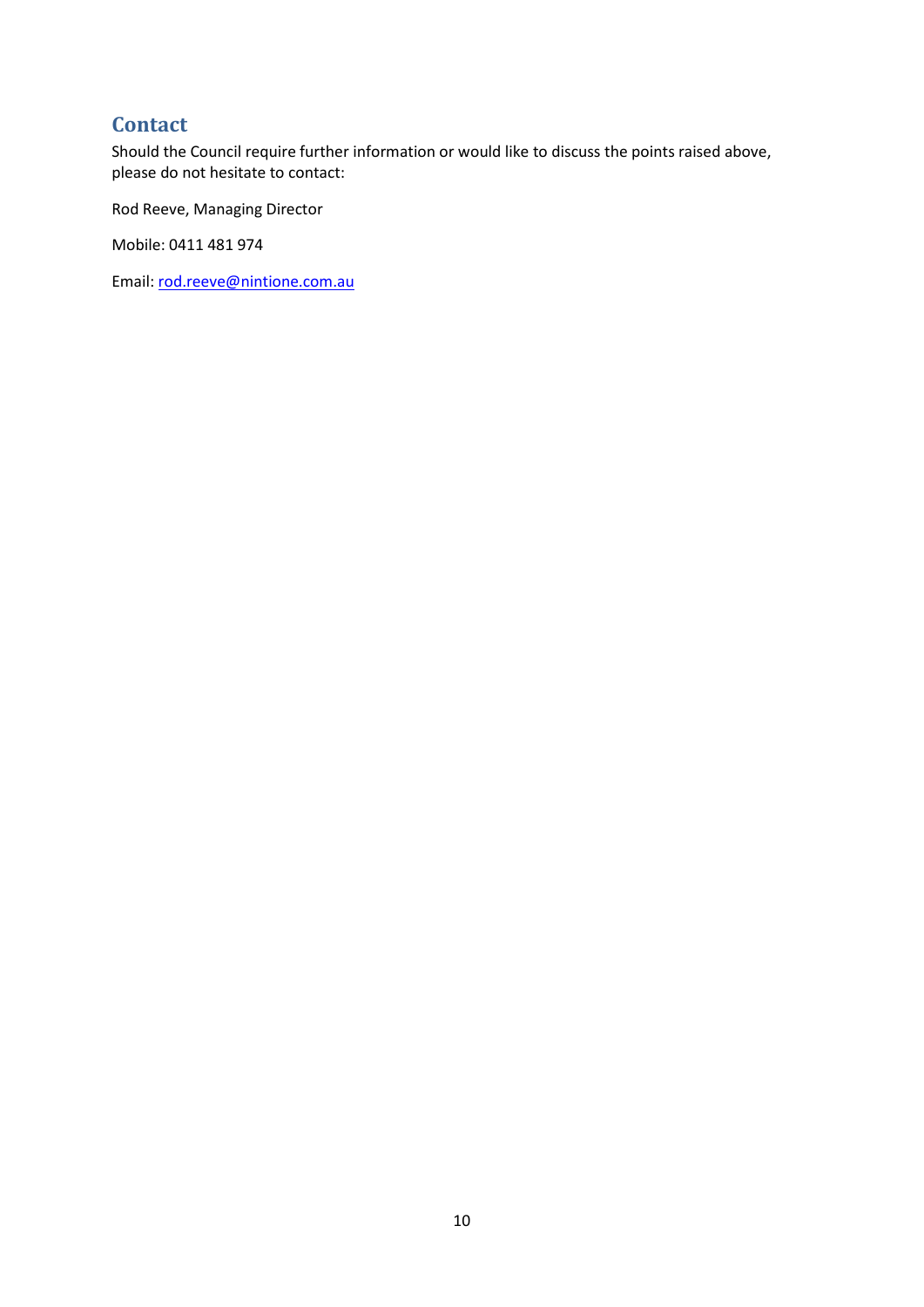## Contact

Should the Council require further information or would like to discuss the points raised above, please do not hesitate to contact:

Rod Reeve, Managing Director

Mobile: 0411 481 974

Email: rod.reeve@nintione.com.au